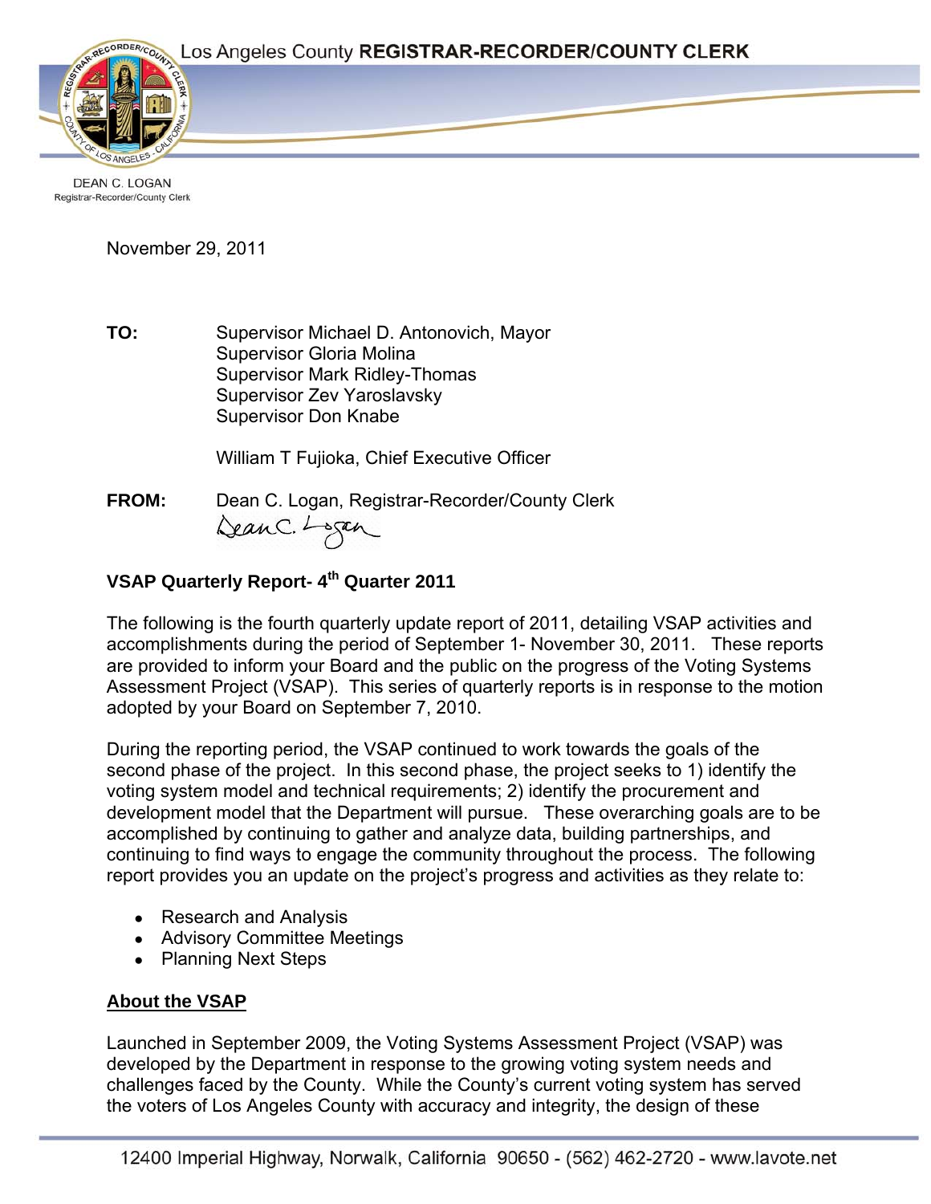Los Angeles County **REGISTRAR-RECORDER/COUNTY CLERK**

DEAN C. LOGAN
Registrar-Recorder/County Clerk

November 29, 2011

**TO:** Supervisor Michael D. Antonovich, Mayor
Supervisor Gloria Molina
Supervisor Mark Ridley-Thomas
Supervisor Zev Yaroslavsky
Supervisor Don Knabe

William T Fujioka, Chief Executive Officer

**FROM:** Dean C. Logan, Registrar-Recorder/County Clerk

**VSAP Quarterly Report- 4th Quarter 2011**

The following is the fourth quarterly update report of 2011, detailing VSAP activities and accomplishments during the period of September 1- November 30, 2011. These reports are provided to inform your Board and the public on the progress of the Voting Systems Assessment Project (VSAP). This series of quarterly reports is in response to the motion adopted by your Board on September 7, 2010.

During the reporting period, the VSAP continued to work towards the goals of the second phase of the project. In this second phase, the project seeks to 1) identify the voting system model and technical requirements; 2) identify the procurement and development model that the Department will pursue. These overarching goals are to be accomplished by continuing to gather and analyze data, building partnerships, and continuing to find ways to engage the community throughout the process. The following report provides you an update on the project's progress and activities as they relate to:

- Research and Analysis
- Advisory Committee Meetings
- Planning Next Steps

**About the VSAP**

Launched in September 2009, the Voting Systems Assessment Project (VSAP) was developed by the Department in response to the growing voting system needs and challenges faced by the County. While the County's current voting system has served the voters of Los Angeles County with accuracy and integrity, the design of these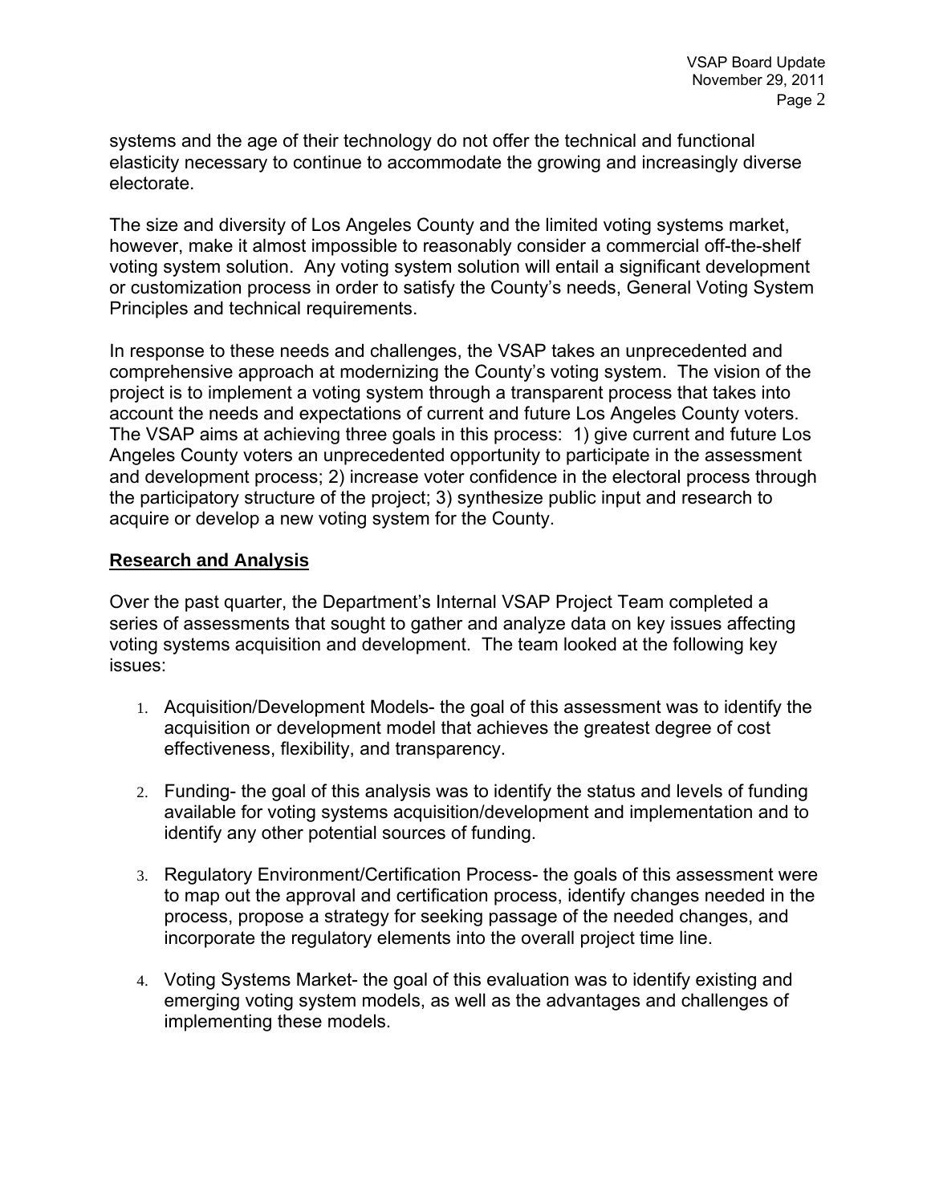systems and the age of their technology do not offer the technical and functional elasticity necessary to continue to accommodate the growing and increasingly diverse electorate.

The size and diversity of Los Angeles County and the limited voting systems market, however, make it almost impossible to reasonably consider a commercial off-the-shelf voting system solution. Any voting system solution will entail a significant development or customization process in order to satisfy the County's needs, General Voting System Principles and technical requirements.

In response to these needs and challenges, the VSAP takes an unprecedented and comprehensive approach at modernizing the County's voting system. The vision of the project is to implement a voting system through a transparent process that takes into account the needs and expectations of current and future Los Angeles County voters. The VSAP aims at achieving three goals in this process: 1) give current and future Los Angeles County voters an unprecedented opportunity to participate in the assessment and development process; 2) increase voter confidence in the electoral process through the participatory structure of the project; 3) synthesize public input and research to acquire or develop a new voting system for the County.

## Research and Analysis

Over the past quarter, the Department's Internal VSAP Project Team completed a series of assessments that sought to gather and analyze data on key issues affecting voting systems acquisition and development. The team looked at the following key issues:

1. Acquisition/Development Models- the goal of this assessment was to identify the acquisition or development model that achieves the greatest degree of cost effectiveness, flexibility, and transparency.

2. Funding- the goal of this analysis was to identify the status and levels of funding available for voting systems acquisition/development and implementation and to identify any other potential sources of funding.

3. Regulatory Environment/Certification Process- the goals of this assessment were to map out the approval and certification process, identify changes needed in the process, propose a strategy for seeking passage of the needed changes, and incorporate the regulatory elements into the overall project time line.

4. Voting Systems Market- the goal of this evaluation was to identify existing and emerging voting system models, as well as the advantages and challenges of implementing these models.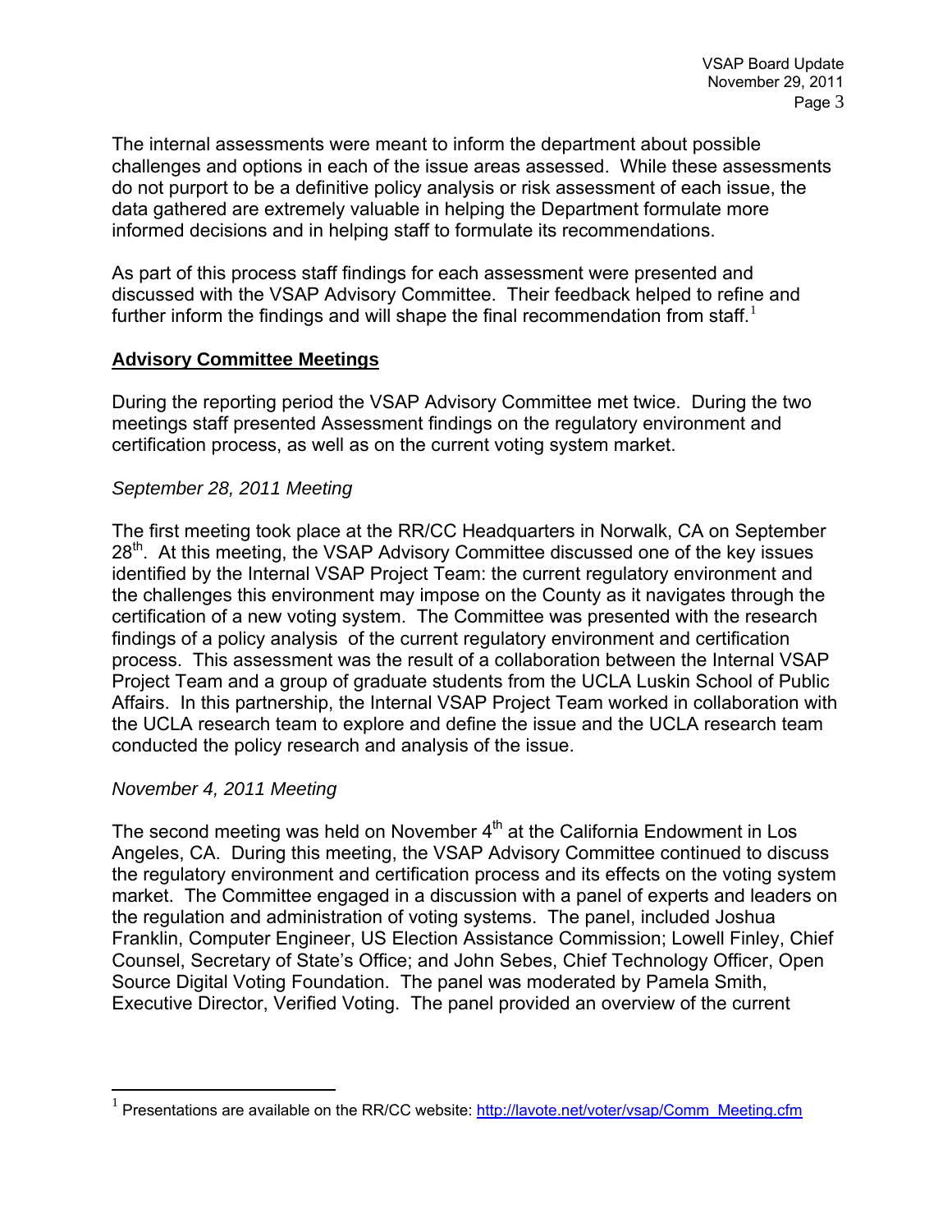The internal assessments were meant to inform the department about possible challenges and options in each of the issue areas assessed. While these assessments do not purport to be a definitive policy analysis or risk assessment of each issue, the data gathered are extremely valuable in helping the Department formulate more informed decisions and in helping staff to formulate its recommendations.

As part of this process staff findings for each assessment were presented and discussed with the VSAP Advisory Committee. Their feedback helped to refine and further inform the findings and will shape the final recommendation from staff.[1]

## **Advisory Committee Meetings**

During the reporting period the VSAP Advisory Committee met twice. During the two meetings staff presented Assessment findings on the regulatory environment and certification process, as well as on the current voting system market.

### *September 28, 2011 Meeting*

The first meeting took place at the RR/CC Headquarters in Norwalk, CA on September 28th. At this meeting, the VSAP Advisory Committee discussed one of the key issues identified by the Internal VSAP Project Team: the current regulatory environment and the challenges this environment may impose on the County as it navigates through the certification of a new voting system. The Committee was presented with the research findings of a policy analysis of the current regulatory environment and certification process. This assessment was the result of a collaboration between the Internal VSAP Project Team and a group of graduate students from the UCLA Luskin School of Public Affairs. In this partnership, the Internal VSAP Project Team worked in collaboration with the UCLA research team to explore and define the issue and the UCLA research team conducted the policy research and analysis of the issue.

### *November 4, 2011 Meeting*

The second meeting was held on November 4th at the California Endowment in Los Angeles, CA. During this meeting, the VSAP Advisory Committee continued to discuss the regulatory environment and certification process and its effects on the voting system market. The Committee engaged in a discussion with a panel of experts and leaders on the regulation and administration of voting systems. The panel, included Joshua Franklin, Computer Engineer, US Election Assistance Commission; Lowell Finley, Chief Counsel, Secretary of State's Office; and John Sebes, Chief Technology Officer, Open Source Digital Voting Foundation. The panel was moderated by Pamela Smith, Executive Director, Verified Voting. The panel provided an overview of the current

---

[1] Presentations are available on the RR/CC website: http://lavote.net/voter/vsap/Comm_Meeting.cfm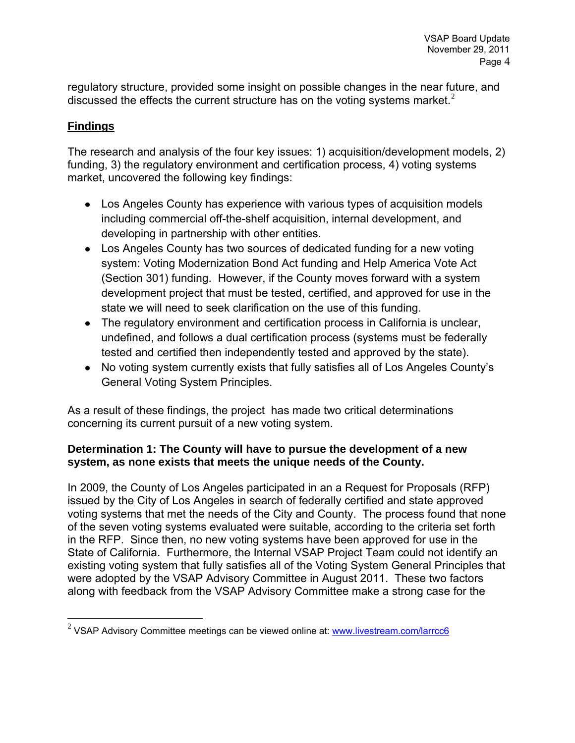regulatory structure, provided some insight on possible changes in the near future, and discussed the effects the current structure has on the voting systems market.[2]

## Findings

The research and analysis of the four key issues: 1) acquisition/development models, 2) funding, 3) the regulatory environment and certification process, 4) voting systems market, uncovered the following key findings:

- Los Angeles County has experience with various types of acquisition models including commercial off-the-shelf acquisition, internal development, and developing in partnership with other entities.
- Los Angeles County has two sources of dedicated funding for a new voting system: Voting Modernization Bond Act funding and Help America Vote Act (Section 301) funding. However, if the County moves forward with a system development project that must be tested, certified, and approved for use in the state we will need to seek clarification on the use of this funding.
- The regulatory environment and certification process in California is unclear, undefined, and follows a dual certification process (systems must be federally tested and certified then independently tested and approved by the state).
- No voting system currently exists that fully satisfies all of Los Angeles County's General Voting System Principles.

As a result of these findings, the project has made two critical determinations concerning its current pursuit of a new voting system.

**Determination 1: The County will have to pursue the development of a new system, as none exists that meets the unique needs of the County.**

In 2009, the County of Los Angeles participated in an a Request for Proposals (RFP) issued by the City of Los Angeles in search of federally certified and state approved voting systems that met the needs of the City and County. The process found that none of the seven voting systems evaluated were suitable, according to the criteria set forth in the RFP. Since then, no new voting systems have been approved for use in the State of California. Furthermore, the Internal VSAP Project Team could not identify an existing voting system that fully satisfies all of the Voting System General Principles that were adopted by the VSAP Advisory Committee in August 2011. These two factors along with feedback from the VSAP Advisory Committee make a strong case for the

---

[2] VSAP Advisory Committee meetings can be viewed online at: [www.livestream.com/larrcc6](http://www.livestream.com/larrcc6)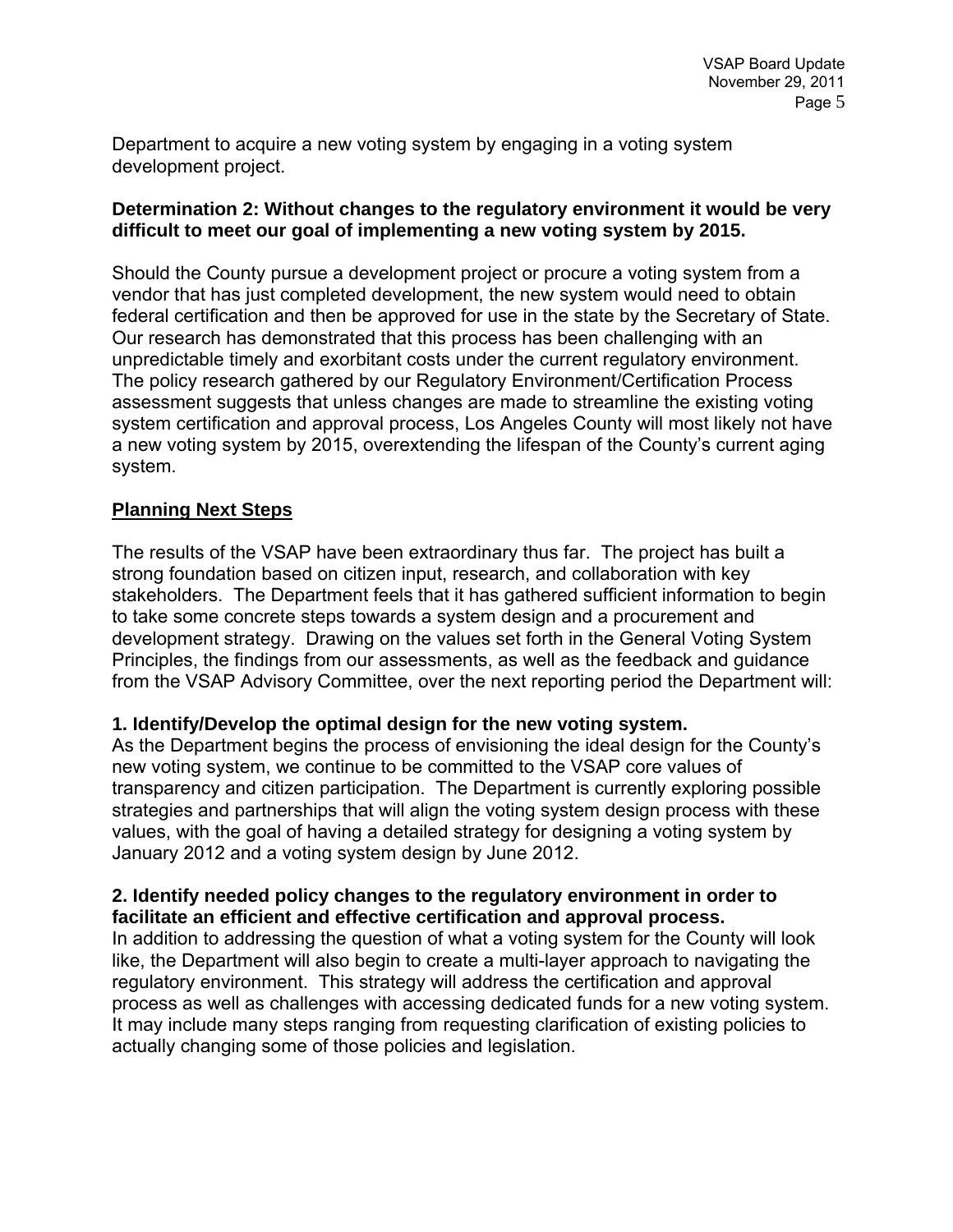Department to acquire a new voting system by engaging in a voting system development project.

**Determination 2: Without changes to the regulatory environment it would be very difficult to meet our goal of implementing a new voting system by 2015.**

Should the County pursue a development project or procure a voting system from a vendor that has just completed development, the new system would need to obtain federal certification and then be approved for use in the state by the Secretary of State. Our research has demonstrated that this process has been challenging with an unpredictable timely and exorbitant costs under the current regulatory environment. The policy research gathered by our Regulatory Environment/Certification Process assessment suggests that unless changes are made to streamline the existing voting system certification and approval process, Los Angeles County will most likely not have a new voting system by 2015, overextending the lifespan of the County's current aging system.

## Planning Next Steps

The results of the VSAP have been extraordinary thus far. The project has built a strong foundation based on citizen input, research, and collaboration with key stakeholders. The Department feels that it has gathered sufficient information to begin to take some concrete steps towards a system design and a procurement and development strategy. Drawing on the values set forth in the General Voting System Principles, the findings from our assessments, as well as the feedback and guidance from the VSAP Advisory Committee, over the next reporting period the Department will:

**1. Identify/Develop the optimal design for the new voting system.**
As the Department begins the process of envisioning the ideal design for the County's new voting system, we continue to be committed to the VSAP core values of transparency and citizen participation. The Department is currently exploring possible strategies and partnerships that will align the voting system design process with these values, with the goal of having a detailed strategy for designing a voting system by January 2012 and a voting system design by June 2012.

**2. Identify needed policy changes to the regulatory environment in order to facilitate an efficient and effective certification and approval process.**
In addition to addressing the question of what a voting system for the County will look like, the Department will also begin to create a multi-layer approach to navigating the regulatory environment. This strategy will address the certification and approval process as well as challenges with accessing dedicated funds for a new voting system. It may include many steps ranging from requesting clarification of existing policies to actually changing some of those policies and legislation.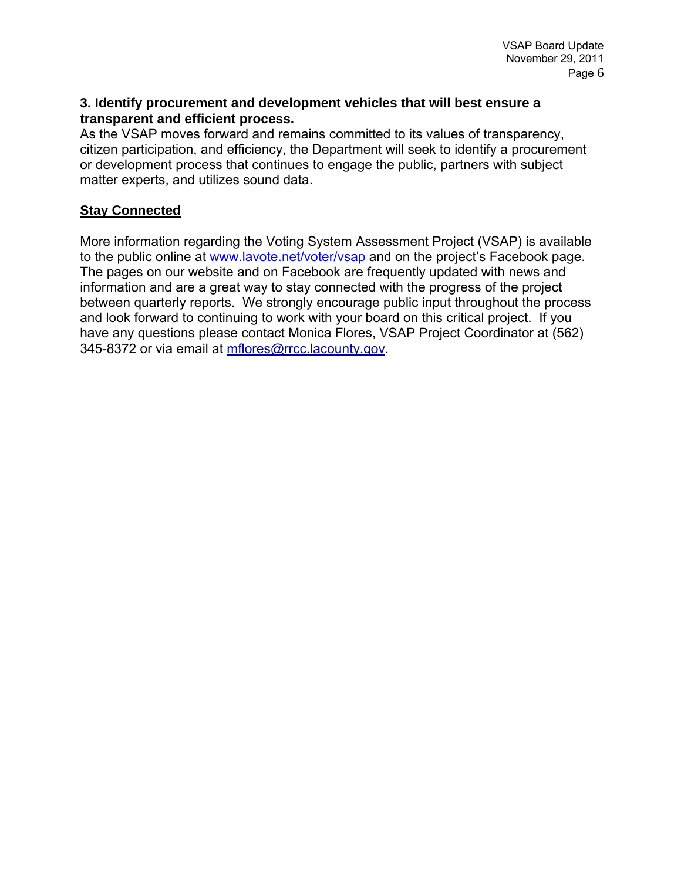**3. Identify procurement and development vehicles that will best ensure a transparent and efficient process.**

As the VSAP moves forward and remains committed to its values of transparency, citizen participation, and efficiency, the Department will seek to identify a procurement or development process that continues to engage the public, partners with subject matter experts, and utilizes sound data.

## Stay Connected

More information regarding the Voting System Assessment Project (VSAP) is available to the public online at [www.lavote.net/voter/vsap](www.lavote.net/voter/vsap) and on the project's Facebook page. The pages on our website and on Facebook are frequently updated with news and information and are a great way to stay connected with the progress of the project between quarterly reports. We strongly encourage public input throughout the process and look forward to continuing to work with your board on this critical project. If you have any questions please contact Monica Flores, VSAP Project Coordinator at (562) 345-8372 or via email at [mflores@rrcc.lacounty.gov](mailto:mflores@rrcc.lacounty.gov).